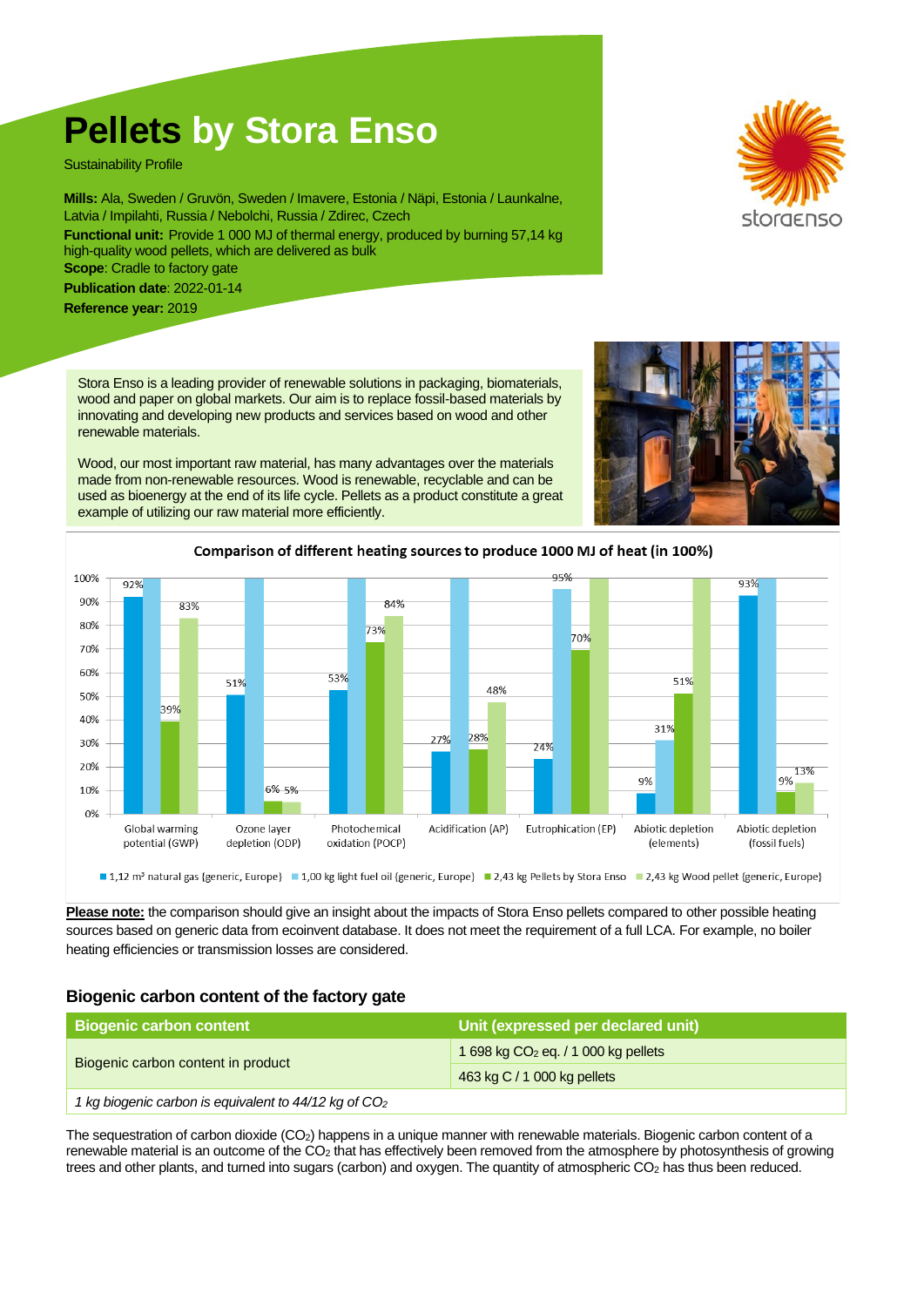# Pellets by Stora Enso

Sustainability Profile

**Mills:** Ala, Sweden / Gruvön, Sweden / Imavere, Estonia / Näpi, Estonia / Launkalne, Latvia / Impilahti, Russia / Nebolchi, Russia / Zdirec, Czech

**Functional unit:** Provide 1 000 MJ of thermal energy, produced by burning 57,14 kg high-quality wood pellets, which are delivered as bulk

**Scope**: Cradle to factory gate

**Publication date**: 2022-01-14

**Reference year:** 2019

Stora Enso is a leading provider of renewable solutions in packaging, biomaterials, wood and paper on global markets. Our aim is to replace fossil-based materials by innovating and developing new products and services based on wood and other renewable materials.

Wood, our most important raw material, has many advantages over the materials made from non-renewable resources. Wood is renewable, recyclable and can be used as bioenergy at the end of its life cycle. Pellets as a product constitute a great example of utilizing our raw material more efficiently.

**Comparison of different heating sources to produce 1000 MJ of heat (in 100%)**

| Impact category | 1,12 m³ natural gas {generic, Europe} | 1,00 kg light fuel oil {generic, Europe} | 2,43 kg Pellets by Stora Enso | 2,43 kg Wood pellet {generic, Europe} |
|---|---|---|---|---|
| Global warming potential (GWP) | 92% | 100% | 39% | 83% |
| Ozone layer depletion (ODP) | 51% | 100% | 6% | 5% |
| Photochemical oxidation (POCP) | 53% | 100% | 73% | 84% |
| Acidification (AP) | 27% | 100% | 28% | 48% |
| Eutrophication (EP) | 24% | 95% | 70% | 100% |
| Abiotic depletion (elements) | 9% | 31% | 51% | 100% |
| Abiotic depletion (fossil fuels) | 93% | 100% | 9% | 13% |

**Please note:** the comparison should give an insight about the impacts of Stora Enso pellets compared to other possible heating sources based on generic data from ecoinvent database. It does not meet the requirement of a full LCA. For example, no boiler heating efficiencies or transmission losses are considered.

## Biogenic carbon content of the factory gate

| Biogenic carbon content | Unit (expressed per declared unit) |
|---|---|
| Biogenic carbon content in product | 1 698 kg $CO_2$ eq. / 1 000 kg pellets |
| | 463 kg C / 1 000 kg pellets |
| *1 kg biogenic carbon is equivalent to 44/12 kg of $CO_2$* | |

The sequestration of carbon dioxide ($CO_2$) happens in a unique manner with renewable materials. Biogenic carbon content of a renewable material is an outcome of the $CO_2$ that has effectively been removed from the atmosphere by photosynthesis of growing trees and other plants, and turned into sugars (carbon) and oxygen. The quantity of atmospheric $CO_2$ has thus been reduced.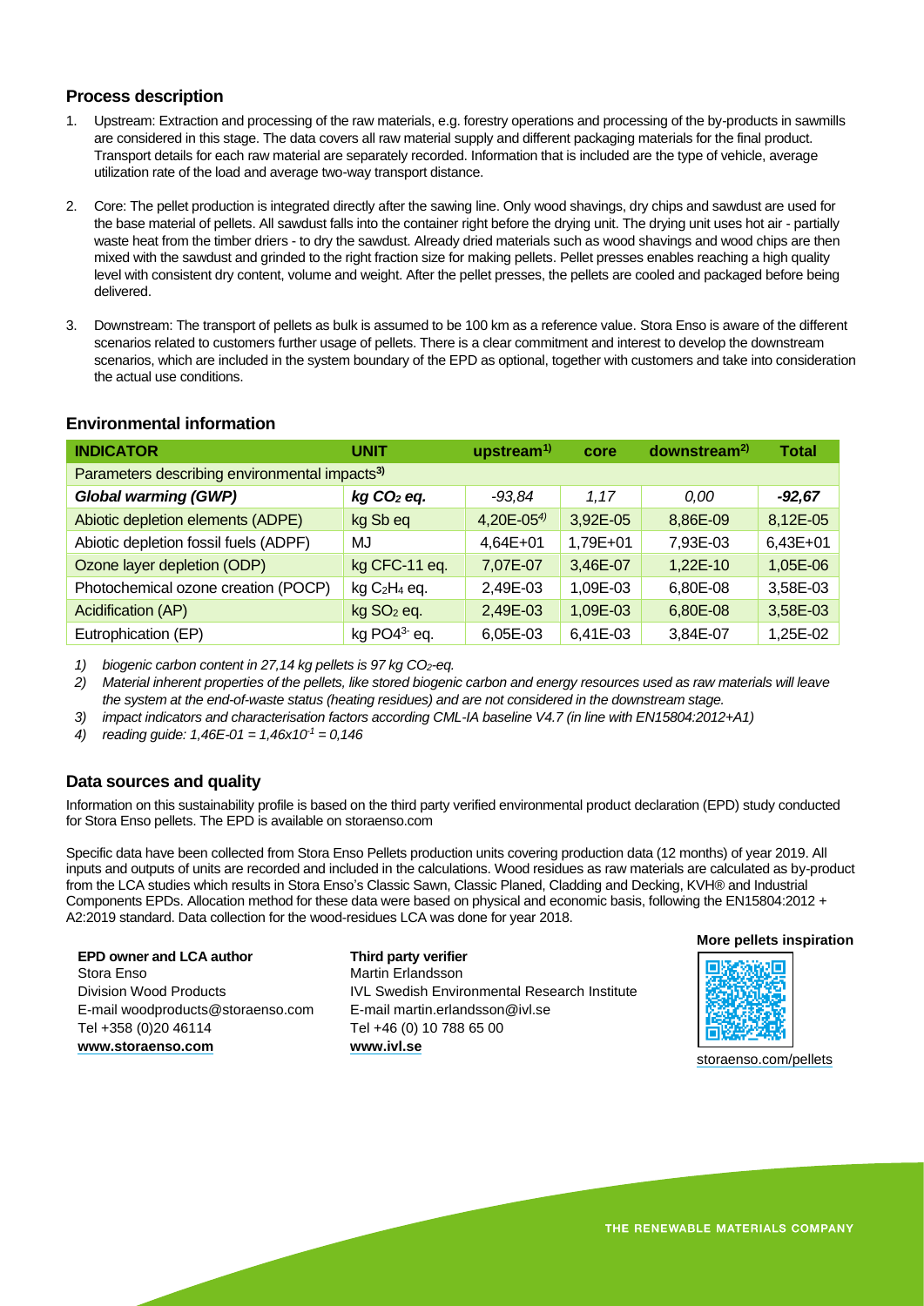## Process description

1. Upstream: Extraction and processing of the raw materials, e.g. forestry operations and processing of the by-products in sawmills are considered in this stage. The data covers all raw material supply and different packaging materials for the final product. Transport details for each raw material are separately recorded. Information that is included are the type of vehicle, average utilization rate of the load and average two-way transport distance.

2. Core: The pellet production is integrated directly after the sawing line. Only wood shavings, dry chips and sawdust are used for the base material of pellets. All sawdust falls into the container right before the drying unit. The drying unit uses hot air - partially waste heat from the timber driers - to dry the sawdust. Already dried materials such as wood shavings and wood chips are then mixed with the sawdust and grinded to the right fraction size for making pellets. Pellet presses enables reaching a high quality level with consistent dry content, volume and weight. After the pellet presses, the pellets are cooled and packaged before being delivered.

3. Downstream: The transport of pellets as bulk is assumed to be 100 km as a reference value. Stora Enso is aware of the different scenarios related to customers further usage of pellets. There is a clear commitment and interest to develop the downstream scenarios, which are included in the system boundary of the EPD as optional, together with customers and take into consideration the actual use conditions.

## Environmental information

| INDICATOR | UNIT | upstream[1] | core | downstream[2] | Total |
|---|---|---|---|---|---|
| Parameters describing environmental impacts[3] | | | | | |
| ***Global warming (GWP)*** | ***kg $CO_2$ eq.*** | *-93,84* | *1,17* | *0,00* | ***-92,67*** |
| Abiotic depletion elements (ADPE) | kg Sb eq | 4,20E-05[4] | 3,92E-05 | 8,86E-09 | 8,12E-05 |
| Abiotic depletion fossil fuels (ADPF) | MJ | 4,64E+01 | 1,79E+01 | 7,93E-03 | 6,43E+01 |
| Ozone layer depletion (ODP) | kg CFC-11 eq. | 7,07E-07 | 3,46E-07 | 1,22E-10 | 1,05E-06 |
| Photochemical ozone creation (POCP) | kg $C_2H_4$ eq. | 2,49E-03 | 1,09E-03 | 6,80E-08 | 3,58E-03 |
| Acidification (AP) | kg $SO_2$ eq. | 2,49E-03 | 1,09E-03 | 6,80E-08 | 3,58E-03 |
| Eutrophication (EP) | kg $PO4^{3-}$ eq. | 6,05E-03 | 6,41E-03 | 3,84E-07 | 1,25E-02 |

1) *biogenic carbon content in 27,14 kg pellets is 97 kg $CO_2$-eq.*
2) *Material inherent properties of the pellets, like stored biogenic carbon and energy resources used as raw materials will leave the system at the end-of-waste status (heating residues) and are not considered in the downstream stage.*
3) *impact indicators and characterisation factors according CML-IA baseline V4.7 (in line with EN15804:2012+A1)*
4) *reading guide: 1,46E-01 = $1,46x10^{-1}$ = 0,146*

## Data sources and quality

Information on this sustainability profile is based on the third party verified environmental product declaration (EPD) study conducted for Stora Enso pellets. The EPD is available on storaenso.com

Specific data have been collected from Stora Enso Pellets production units covering production data (12 months) of year 2019. All inputs and outputs of units are recorded and included in the calculations. Wood residues as raw materials are calculated as by-product from the LCA studies which results in Stora Enso's Classic Sawn, Classic Planed, Cladding and Decking, KVH® and Industrial Components EPDs. Allocation method for these data were based on physical and economic basis, following the EN15804:2012 + A2:2019 standard. Data collection for the wood-residues LCA was done for year 2018.

**EPD owner and LCA author**
Stora Enso
Division Wood Products
E-mail woodproducts@storaenso.com
Tel +358 (0)20 46114
**www.storaenso.com**

**Third party verifier**
Martin Erlandsson
IVL Swedish Environmental Research Institute
E-mail martin.erlandsson@ivl.se
Tel +46 (0) 10 788 65 00
**www.ivl.se**

**More pellets inspiration**
storaenso.com/pellets

THE RENEWABLE MATERIALS COMPANY